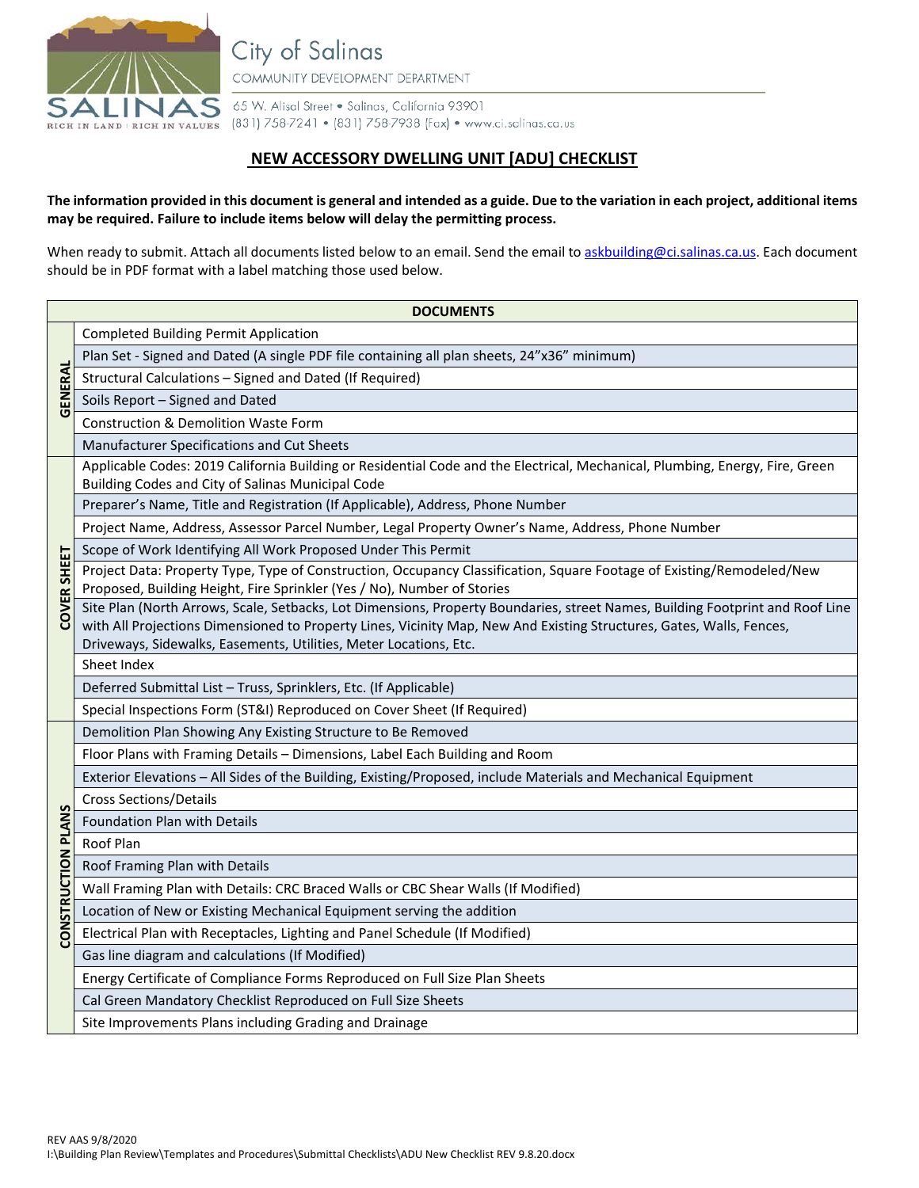City of Salinas

COMMUNITY DEVELOPMENT DEPARTMENT

65 W. Alisal Street • Salinas, California 93901
(831) 758-7241 • (831) 758-7938 (Fax) • www.ci.salinas.ca.us

## NEW ACCESSORY DWELLING UNIT [ADU] CHECKLIST

**The information provided in this document is general and intended as a guide. Due to the variation in each project, additional items may be required. Failure to include items below will delay the permitting process.**

When ready to submit. Attach all documents listed below to an email. Send the email to askbuilding@ci.salinas.ca.us. Each document should be in PDF format with a label matching those used below.

| | DOCUMENTS |
|---|---|
| **GENERAL** | Completed Building Permit Application |
| | Plan Set - Signed and Dated (A single PDF file containing all plan sheets, 24"x36" minimum) |
| | Structural Calculations – Signed and Dated (If Required) |
| | Soils Report – Signed and Dated |
| | Construction & Demolition Waste Form |
| | Manufacturer Specifications and Cut Sheets |
| **COVER SHEET** | Applicable Codes: 2019 California Building or Residential Code and the Electrical, Mechanical, Plumbing, Energy, Fire, Green Building Codes and City of Salinas Municipal Code |
| | Preparer's Name, Title and Registration (If Applicable), Address, Phone Number |
| | Project Name, Address, Assessor Parcel Number, Legal Property Owner's Name, Address, Phone Number |
| | Scope of Work Identifying All Work Proposed Under This Permit |
| | Project Data: Property Type, Type of Construction, Occupancy Classification, Square Footage of Existing/Remodeled/New Proposed, Building Height, Fire Sprinkler (Yes / No), Number of Stories |
| | Site Plan (North Arrows, Scale, Setbacks, Lot Dimensions, Property Boundaries, street Names, Building Footprint and Roof Line with All Projections Dimensioned to Property Lines, Vicinity Map, New And Existing Structures, Gates, Walls, Fences, Driveways, Sidewalks, Easements, Utilities, Meter Locations, Etc. |
| | Sheet Index |
| | Deferred Submittal List – Truss, Sprinklers, Etc. (If Applicable) |
| | Special Inspections Form (ST&I) Reproduced on Cover Sheet (If Required) |
| **CONSTRUCTION PLANS** | Demolition Plan Showing Any Existing Structure to Be Removed |
| | Floor Plans with Framing Details – Dimensions, Label Each Building and Room |
| | Exterior Elevations – All Sides of the Building, Existing/Proposed, include Materials and Mechanical Equipment |
| | Cross Sections/Details |
| | Foundation Plan with Details |
| | Roof Plan |
| | Roof Framing Plan with Details |
| | Wall Framing Plan with Details: CRC Braced Walls or CBC Shear Walls (If Modified) |
| | Location of New or Existing Mechanical Equipment serving the addition |
| | Electrical Plan with Receptacles, Lighting and Panel Schedule (If Modified) |
| | Gas line diagram and calculations (If Modified) |
| | Energy Certificate of Compliance Forms Reproduced on Full Size Plan Sheets |
| | Cal Green Mandatory Checklist Reproduced on Full Size Sheets |
| | Site Improvements Plans including Grading and Drainage |

REV AAS 9/8/2020
I:\Building Plan Review\Templates and Procedures\Submittal Checklists\ADU New Checklist REV 9.8.20.docx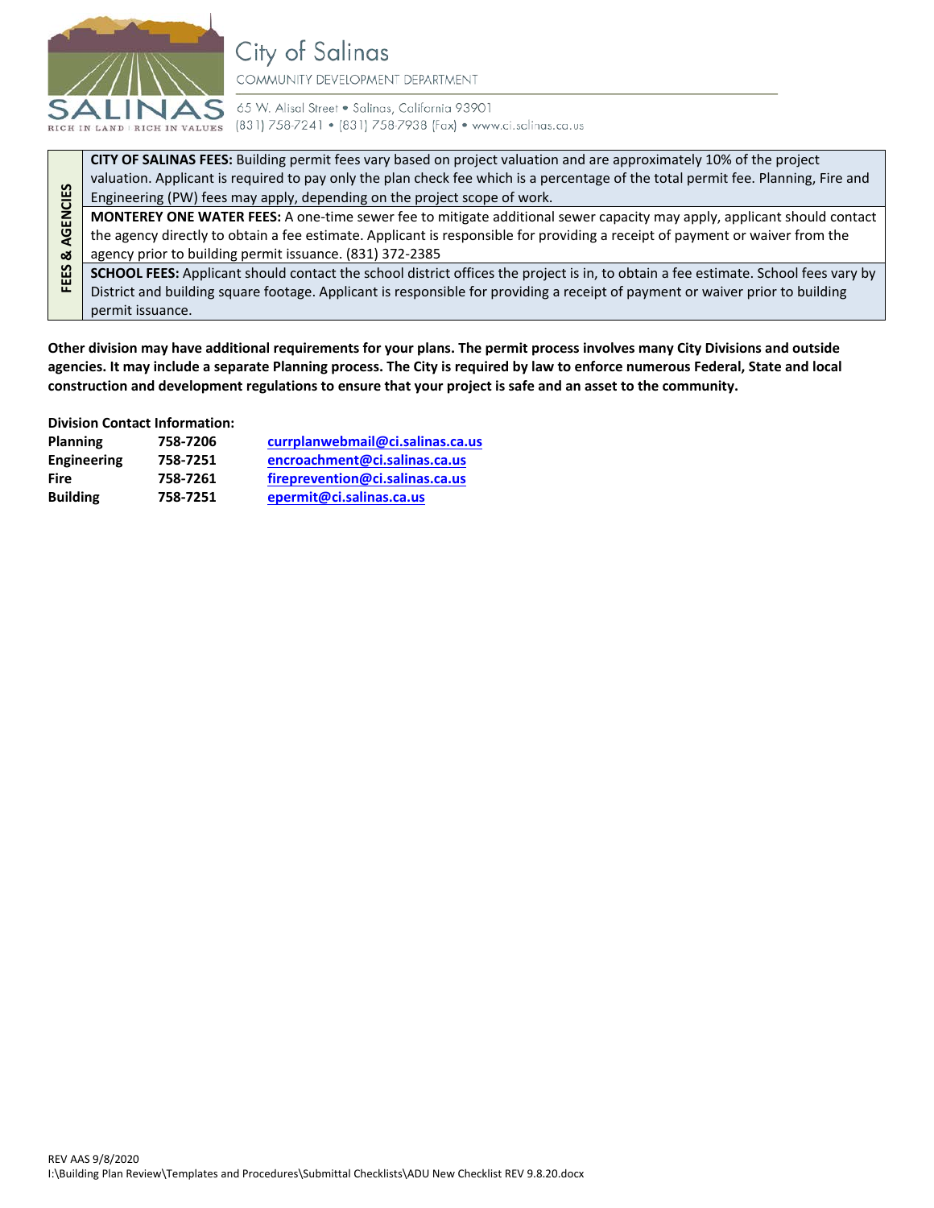City of Salinas

COMMUNITY DEVELOPMENT DEPARTMENT

65 W. Alisal Street • Salinas, California 93901
(831) 758-7241 • (831) 758-7938 (Fax) • www.ci.salinas.ca.us

| | |
|---|---|
| FEES & AGENCIES | **CITY OF SALINAS FEES:** Building permit fees vary based on project valuation and are approximately 10% of the project valuation. Applicant is required to pay only the plan check fee which is a percentage of the total permit fee. Planning, Fire and Engineering (PW) fees may apply, depending on the project scope of work. |
| | **MONTEREY ONE WATER FEES:** A one-time sewer fee to mitigate additional sewer capacity may apply, applicant should contact the agency directly to obtain a fee estimate. Applicant is responsible for providing a receipt of payment or waiver from the agency prior to building permit issuance. (831) 372-2385 |
| | **SCHOOL FEES:** Applicant should contact the school district offices the project is in, to obtain a fee estimate. School fees vary by District and building square footage. Applicant is responsible for providing a receipt of payment or waiver prior to building permit issuance. |

**Other division may have additional requirements for your plans. The permit process involves many City Divisions and outside agencies. It may include a separate Planning process. The City is required by law to enforce numerous Federal, State and local construction and development regulations to ensure that your project is safe and an asset to the community.**

**Division Contact Information:**

| | | |
|---|---|---|
| **Planning** | **758-7206** | **currplanwebmail@ci.salinas.ca.us** |
| **Engineering** | **758-7251** | **encroachment@ci.salinas.ca.us** |
| **Fire** | **758-7261** | **fireprevention@ci.salinas.ca.us** |
| **Building** | **758-7251** | **epermit@ci.salinas.ca.us** |

REV AAS 9/8/2020
I:\Building Plan Review\Templates and Procedures\Submittal Checklists\ADU New Checklist REV 9.8.20.docx